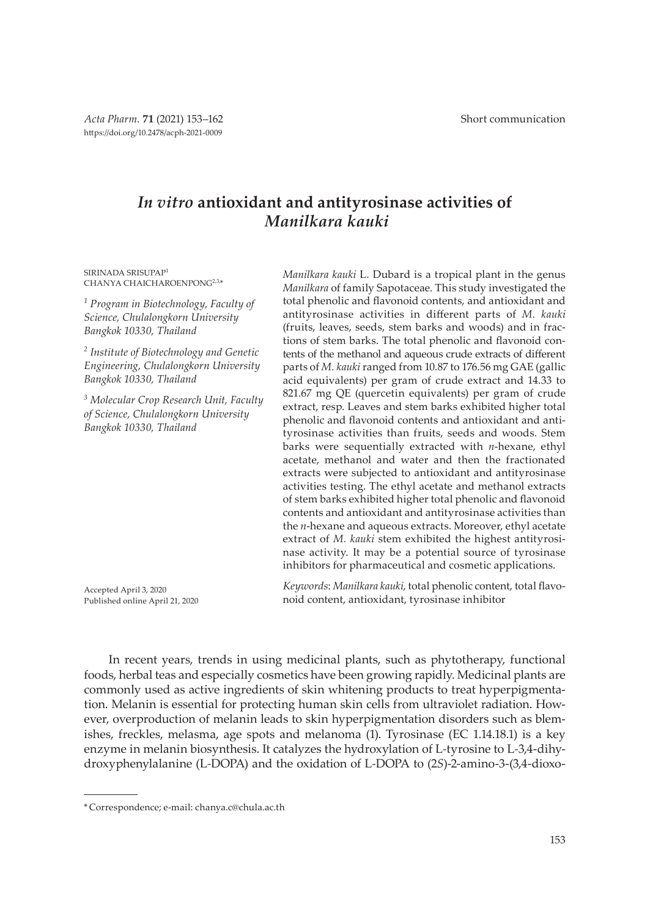Short communication

# *In vitro* antioxidant and antityrosinase activities of *Manilkara kauki*

SIRINADA SRISUPAP[1]
CHANYA CHAICHAROENPONG[2,3,*]

[1] *Program in Biotechnology, Faculty of Science, Chulalongkorn University Bangkok 10330, Thailand*

[2] *Institute of Biotechnology and Genetic Engineering, Chulalongkorn University Bangkok 10330, Thailand*

[3] *Molecular Crop Research Unit, Faculty of Science, Chulalongkorn University Bangkok 10330, Thailand*

Accepted April 3, 2020
Published online April 21, 2020

*Manilkara kauki* L. Dubard is a tropical plant in the genus *Manilkara* of family Sapotaceae. This study investigated the total phenolic and flavonoid contents, and antioxidant and antityrosinase activities in different parts of *M. kauki* (fruits, leaves, seeds, stem barks and woods) and in fractions of stem barks. The total phenolic and flavonoid contents of the methanol and aqueous crude extracts of different parts of *M. kauki* ranged from 10.87 to 176.56 mg GAE (gallic acid equivalents) per gram of crude extract and 14.33 to 821.67 mg QE (quercetin equivalents) per gram of crude extract, resp. Leaves and stem barks exhibited higher total phenolic and flavonoid contents and antioxidant and antityrosinase activities than fruits, seeds and woods. Stem barks were sequentially extracted with *n*-hexane, ethyl acetate, methanol and water and then the fractionated extracts were subjected to antioxidant and antityrosinase activities testing. The ethyl acetate and methanol extracts of stem barks exhibited higher total phenolic and flavonoid contents and antioxidant and antityrosinase activities than the *n*-hexane and aqueous extracts. Moreover, ethyl acetate extract of *M. kauki* stem exhibited the highest antityrosinase activity. It may be a potential source of tyrosinase inhibitors for pharmaceutical and cosmetic applications.

*Keywords*: *Manilkara kauki*, total phenolic content, total flavonoid content, antioxidant, tyrosinase inhibitor

In recent years, trends in using medicinal plants, such as phytotherapy, functional foods, herbal teas and especially cosmetics have been growing rapidly. Medicinal plants are commonly used as active ingredients of skin whitening products to treat hyperpigmentation. Melanin is essential for protecting human skin cells from ultraviolet radiation. However, overproduction of melanin leads to skin hyperpigmentation disorders such as blemishes, freckles, melasma, age spots and melanoma (1). Tyrosinase (EC 1.14.18.1) is a key enzyme in melanin biosynthesis. It catalyzes the hydroxylation of L-tyrosine to L-3,4-dihydroxyphenylalanine (L-DOPA) and the oxidation of L-DOPA to (2*S*)-2-amino-3-(3,4-dioxo-

\* Correspondence; e-mail: chanya.c@chula.ac.th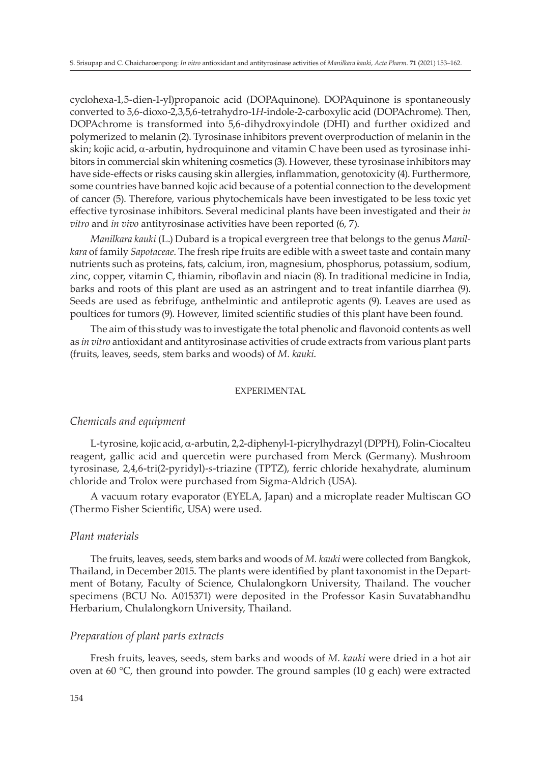cyclohexa-1,5-dien-1-yl)propanoic acid (DOPAquinone). DOPAquinone is spontaneously converted to 5,6-dioxo-2,3,5,6-tetrahydro-1*H*-indole-2-carboxylic acid (DOPAchrome). Then, DOPAchrome is transformed into 5,6-dihydroxyindole (DHI) and further oxidized and polymerized to melanin (2). Tyrosinase inhibitors prevent overproduction of melanin in the skin; kojic acid, α-arbutin, hydroquinone and vitamin C have been used as tyrosinase inhibitors in commercial skin whitening cosmetics (3). However, these tyrosinase inhibitors may have side-effects or risks causing skin allergies, inflammation, genotoxicity (4). Furthermore, some countries have banned kojic acid because of a potential connection to the development of cancer (5). Therefore, various phytochemicals have been investigated to be less toxic yet effective tyrosinase inhibitors. Several medicinal plants have been investigated and their *in vitro* and *in vivo* antityrosinase activities have been reported (6, 7).

*Manilkara kauki* (L.) Dubard is a tropical evergreen tree that belongs to the genus *Manilkara* of family *Sapotaceae*. The fresh ripe fruits are edible with a sweet taste and contain many nutrients such as proteins, fats, calcium, iron, magnesium, phosphorus, potassium, sodium, zinc, copper, vitamin C, thiamin, riboflavin and niacin (8). In traditional medicine in India, barks and roots of this plant are used as an astringent and to treat infantile diarrhea (9). Seeds are used as febrifuge, anthelmintic and antileprotic agents (9). Leaves are used as poultices for tumors (9). However, limited scientific studies of this plant have been found.

The aim of this study was to investigate the total phenolic and flavonoid contents as well as *in vitro* antioxidant and antityrosinase activities of crude extracts from various plant parts (fruits, leaves, seeds, stem barks and woods) of *M. kauki*.

## EXPERIMENTAL

### *Chemicals and equipment*

L-tyrosine, kojic acid, α-arbutin, 2,2-diphenyl-1-picrylhydrazyl (DPPH), Folin-Ciocalteu reagent, gallic acid and quercetin were purchased from Merck (Germany). Mushroom tyrosinase, 2,4,6-tri(2-pyridyl)-*s*-triazine (TPTZ), ferric chloride hexahydrate, aluminum chloride and Trolox were purchased from Sigma-Aldrich (USA).

A vacuum rotary evaporator (EYELA, Japan) and a microplate reader Multiscan GO (Thermo Fisher Scientific, USA) were used.

### *Plant materials*

The fruits, leaves, seeds, stem barks and woods of *M. kauki* were collected from Bangkok, Thailand, in December 2015. The plants were identified by plant taxonomist in the Department of Botany, Faculty of Science, Chulalongkorn University, Thailand. The voucher specimens (BCU No. A015371) were deposited in the Professor Kasin Suvatabhandhu Herbarium, Chulalongkorn University, Thailand.

### *Preparation of plant parts extracts*

Fresh fruits, leaves, seeds, stem barks and woods of *M. kauki* were dried in a hot air oven at 60 °C, then ground into powder. The ground samples (10 g each) were extracted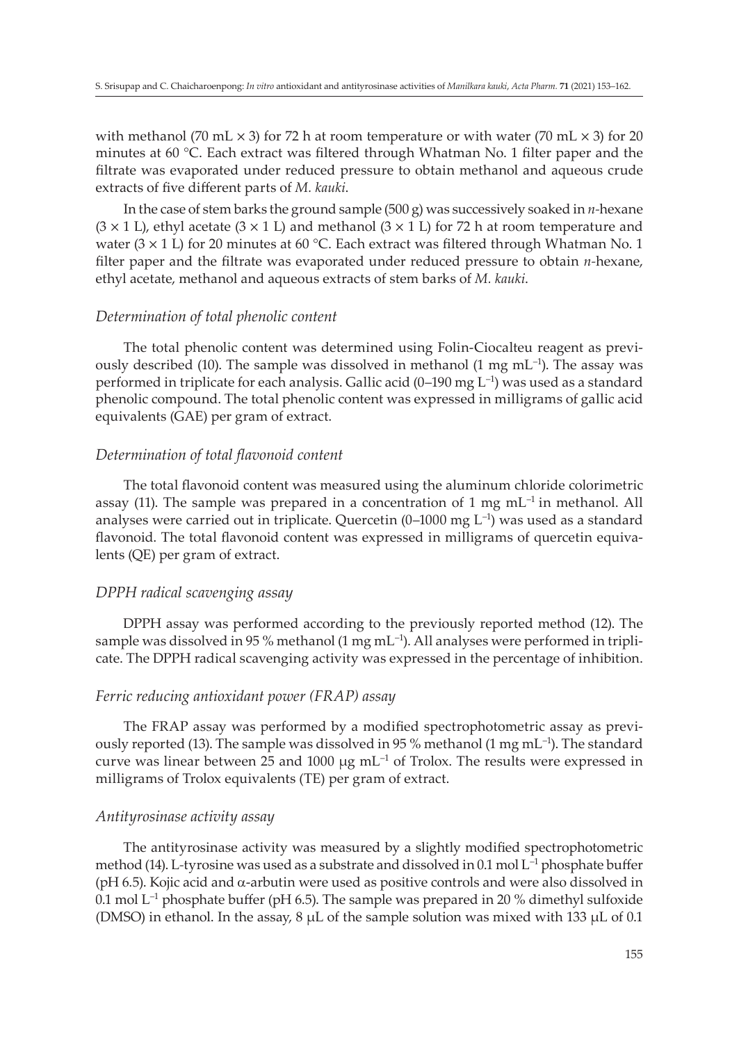with methanol (70 mL × 3) for 72 h at room temperature or with water (70 mL × 3) for 20 minutes at 60 °C. Each extract was filtered through Whatman No. 1 filter paper and the filtrate was evaporated under reduced pressure to obtain methanol and aqueous crude extracts of five different parts of *M. kauki*.

In the case of stem barks the ground sample (500 g) was successively soaked in *n*-hexane (3 × 1 L), ethyl acetate (3 × 1 L) and methanol (3 × 1 L) for 72 h at room temperature and water (3 × 1 L) for 20 minutes at 60 °C. Each extract was filtered through Whatman No. 1 filter paper and the filtrate was evaporated under reduced pressure to obtain *n*-hexane, ethyl acetate, methanol and aqueous extracts of stem barks of *M. kauki*.

### *Determination of total phenolic content*

The total phenolic content was determined using Folin-Ciocalteu reagent as previously described (10). The sample was dissolved in methanol (1 mg $mL^{-1}$). The assay was performed in triplicate for each analysis. Gallic acid (0–190 mg $L^{-1}$) was used as a standard phenolic compound. The total phenolic content was expressed in milligrams of gallic acid equivalents (GAE) per gram of extract.

### *Determination of total flavonoid content*

The total flavonoid content was measured using the aluminum chloride colorimetric assay (11). The sample was prepared in a concentration of 1 mg $mL^{-1}$ in methanol. All analyses were carried out in triplicate. Quercetin (0–1000 mg $L^{-1}$) was used as a standard flavonoid. The total flavonoid content was expressed in milligrams of quercetin equivalents (QE) per gram of extract.

### *DPPH radical scavenging assay*

DPPH assay was performed according to the previously reported method (12). The sample was dissolved in 95 % methanol (1 mg $mL^{-1}$). All analyses were performed in triplicate. The DPPH radical scavenging activity was expressed in the percentage of inhibition.

### *Ferric reducing antioxidant power (FRAP) assay*

The FRAP assay was performed by a modified spectrophotometric assay as previously reported (13). The sample was dissolved in 95 % methanol (1 mg $mL^{-1}$). The standard curve was linear between 25 and 1000 μg $mL^{-1}$ of Trolox. The results were expressed in milligrams of Trolox equivalents (TE) per gram of extract.

### *Antityrosinase activity assay*

The antityrosinase activity was measured by a slightly modified spectrophotometric method (14). L-tyrosine was used as a substrate and dissolved in 0.1 mol $L^{-1}$ phosphate buffer (pH 6.5). Kojic acid and α-arbutin were used as positive controls and were also dissolved in 0.1 mol $L^{-1}$ phosphate buffer (pH 6.5). The sample was prepared in 20 % dimethyl sulfoxide (DMSO) in ethanol. In the assay, 8 μL of the sample solution was mixed with 133 μL of 0.1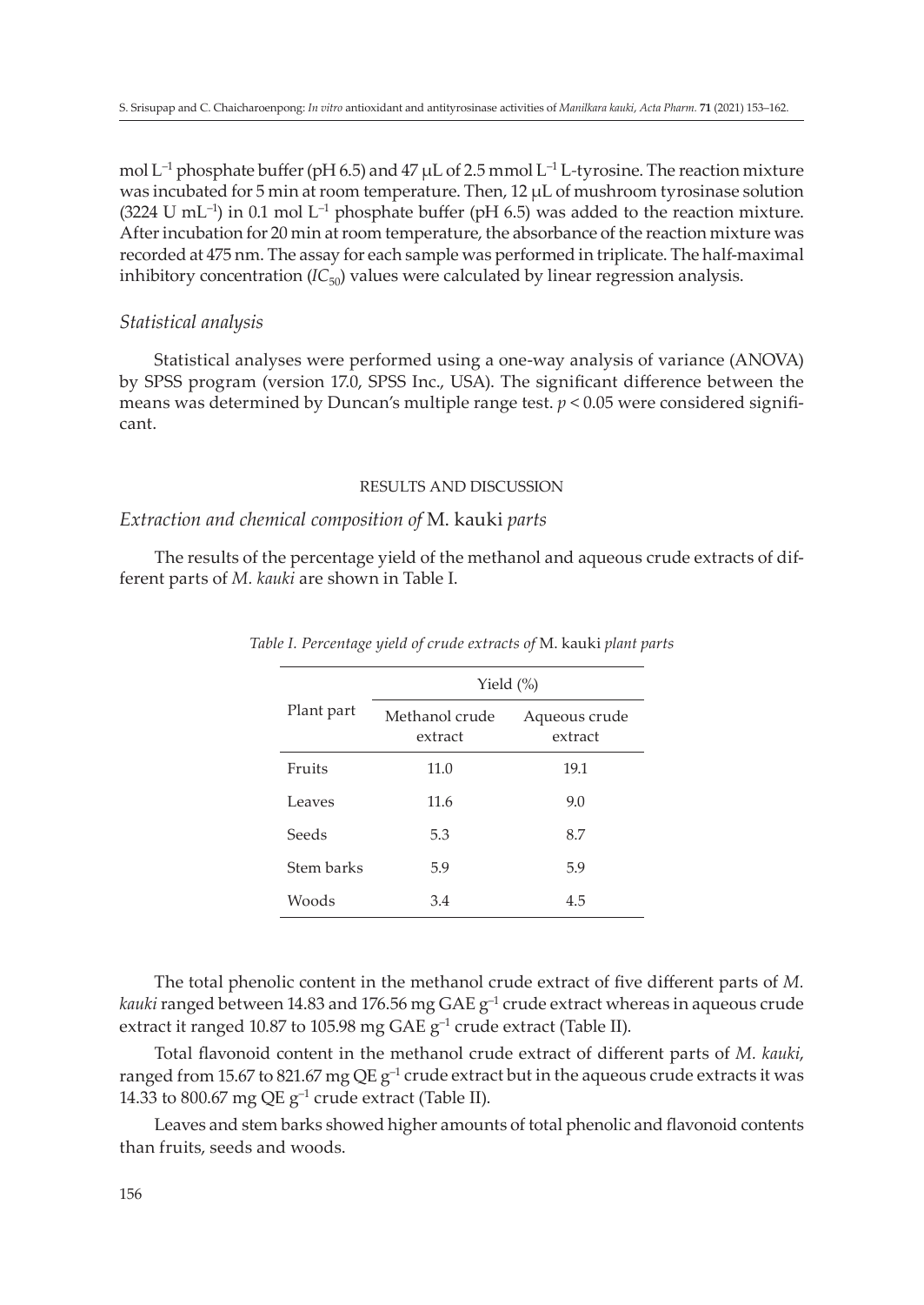mol $L^{-1}$ phosphate buffer (pH 6.5) and 47 μL of 2.5 mmol $L^{-1}$ L-tyrosine. The reaction mixture was incubated for 5 min at room temperature. Then, 12 μL of mushroom tyrosinase solution (3224 U $mL^{-1}$) in 0.1 mol $L^{-1}$ phosphate buffer (pH 6.5) was added to the reaction mixture. After incubation for 20 min at room temperature, the absorbance of the reaction mixture was recorded at 475 nm. The assay for each sample was performed in triplicate. The half-maximal inhibitory concentration ($IC_{50}$) values were calculated by linear regression analysis.

### *Statistical analysis*

Statistical analyses were performed using a one-way analysis of variance (ANOVA) by SPSS program (version 17.0, SPSS Inc., USA). The significant difference between the means was determined by Duncan's multiple range test. $p < 0.05$ were considered significant.

## RESULTS AND DISCUSSION

### *Extraction and chemical composition of* M. kauki *parts*

The results of the percentage yield of the methanol and aqueous crude extracts of different parts of *M. kauki* are shown in Table I.

*Table I. Percentage yield of crude extracts of* M. kauki *plant parts*

| Plant part | Yield (%) | |
|---|---|---|
| | Methanol crude extract | Aqueous crude extract |
| Fruits | 11.0 | 19.1 |
| Leaves | 11.6 | 9.0 |
| Seeds | 5.3 | 8.7 |
| Stem barks | 5.9 | 5.9 |
| Woods | 3.4 | 4.5 |

The total phenolic content in the methanol crude extract of five different parts of *M. kauki* ranged between 14.83 and 176.56 mg GAE $g^{-1}$ crude extract whereas in aqueous crude extract it ranged 10.87 to 105.98 mg GAE $g^{-1}$ crude extract (Table II).

Total flavonoid content in the methanol crude extract of different parts of *M. kauki*, ranged from 15.67 to 821.67 mg QE $g^{-1}$ crude extract but in the aqueous crude extracts it was 14.33 to 800.67 mg QE $g^{-1}$ crude extract (Table II).

Leaves and stem barks showed higher amounts of total phenolic and flavonoid contents than fruits, seeds and woods.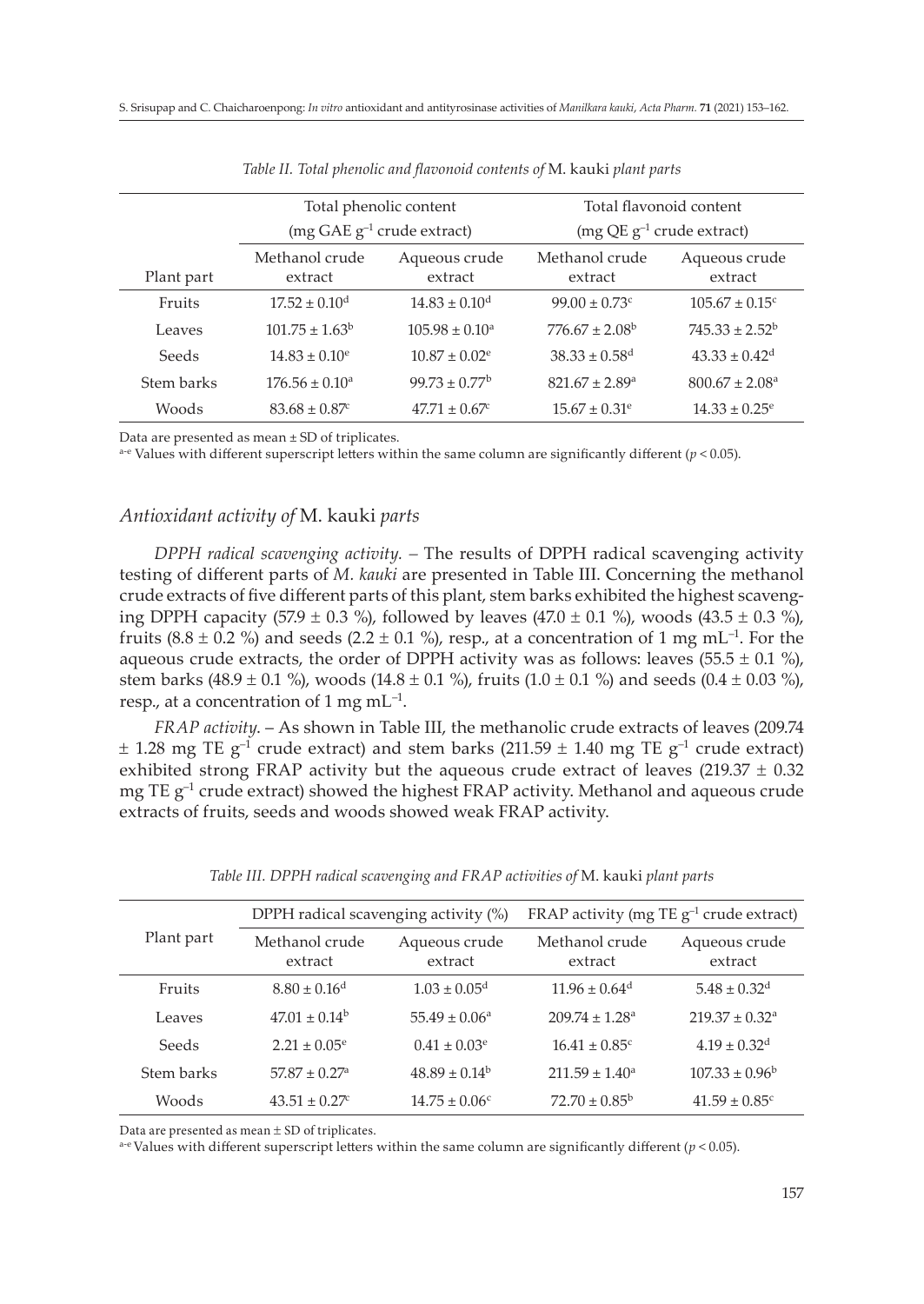*Table II. Total phenolic and flavonoid contents of* M. kauki *plant parts*

| Plant part | Total phenolic content (mg GAE $g^{-1}$ crude extract) | | Total flavonoid content (mg QE $g^{-1}$ crude extract) | |
|---|---|---|---|---|
| | Methanol crude extract | Aqueous crude extract | Methanol crude extract | Aqueous crude extract |
| Fruits | $17.52 \pm 0.10^{d}$ | $14.83 \pm 0.10^{d}$ | $99.00 \pm 0.73^{c}$ | $105.67 \pm 0.15^{c}$ |
| Leaves | $101.75 \pm 1.63^{b}$ | $105.98 \pm 0.10^{a}$ | $776.67 \pm 2.08^{b}$ | $745.33 \pm 2.52^{b}$ |
| Seeds | $14.83 \pm 0.10^{e}$ | $10.87 \pm 0.02^{e}$ | $38.33 \pm 0.58^{d}$ | $43.33 \pm 0.42^{d}$ |
| Stem barks | $176.56 \pm 0.10^{a}$ | $99.73 \pm 0.77^{b}$ | $821.67 \pm 2.89^{a}$ | $800.67 \pm 2.08^{a}$ |
| Woods | $83.68 \pm 0.87^{c}$ | $47.71 \pm 0.67^{c}$ | $15.67 \pm 0.31^{e}$ | $14.33 \pm 0.25^{e}$ |

Data are presented as mean ± SD of triplicates.

[a-e] Values with different superscript letters within the same column are significantly different ($p < 0.05$).

### *Antioxidant activity of* M. kauki *parts*

*DPPH radical scavenging activity.* – The results of DPPH radical scavenging activity testing of different parts of *M. kauki* are presented in Table III. Concerning the methanol crude extracts of five different parts of this plant, stem barks exhibited the highest scavenging DPPH capacity (57.9 ± 0.3 %), followed by leaves (47.0 ± 0.1 %), woods (43.5 ± 0.3 %), fruits (8.8 ± 0.2 %) and seeds (2.2 ± 0.1 %), resp., at a concentration of 1 mg $mL^{-1}$. For the aqueous crude extracts, the order of DPPH activity was as follows: leaves (55.5 ± 0.1 %), stem barks (48.9 ± 0.1 %), woods (14.8 ± 0.1 %), fruits (1.0 ± 0.1 %) and seeds (0.4 ± 0.03 %), resp., at a concentration of 1 mg $mL^{-1}$.

*FRAP activity.* – As shown in Table III, the methanolic crude extracts of leaves (209.74 ± 1.28 mg TE $g^{-1}$ crude extract) and stem barks (211.59 ± 1.40 mg TE $g^{-1}$ crude extract) exhibited strong FRAP activity but the aqueous crude extract of leaves (219.37 ± 0.32 mg TE $g^{-1}$ crude extract) showed the highest FRAP activity. Methanol and aqueous crude extracts of fruits, seeds and woods showed weak FRAP activity.

*Table III. DPPH radical scavenging and FRAP activities of* M. kauki *plant parts*

| Plant part | DPPH radical scavenging activity (%) | | FRAP activity (mg TE $g^{-1}$ crude extract) | |
|---|---|---|---|---|
| | Methanol crude extract | Aqueous crude extract | Methanol crude extract | Aqueous crude extract |
| Fruits | $8.80 \pm 0.16^{d}$ | $1.03 \pm 0.05^{d}$ | $11.96 \pm 0.64^{d}$ | $5.48 \pm 0.32^{d}$ |
| Leaves | $47.01 \pm 0.14^{b}$ | $55.49 \pm 0.06^{a}$ | $209.74 \pm 1.28^{a}$ | $219.37 \pm 0.32^{a}$ |
| Seeds | $2.21 \pm 0.05^{e}$ | $0.41 \pm 0.03^{e}$ | $16.41 \pm 0.85^{c}$ | $4.19 \pm 0.32^{d}$ |
| Stem barks | $57.87 \pm 0.27^{a}$ | $48.89 \pm 0.14^{b}$ | $211.59 \pm 1.40^{a}$ | $107.33 \pm 0.96^{b}$ |
| Woods | $43.51 \pm 0.27^{c}$ | $14.75 \pm 0.06^{c}$ | $72.70 \pm 0.85^{b}$ | $41.59 \pm 0.85^{c}$ |

Data are presented as mean ± SD of triplicates.

[a-e] Values with different superscript letters within the same column are significantly different ($p < 0.05$).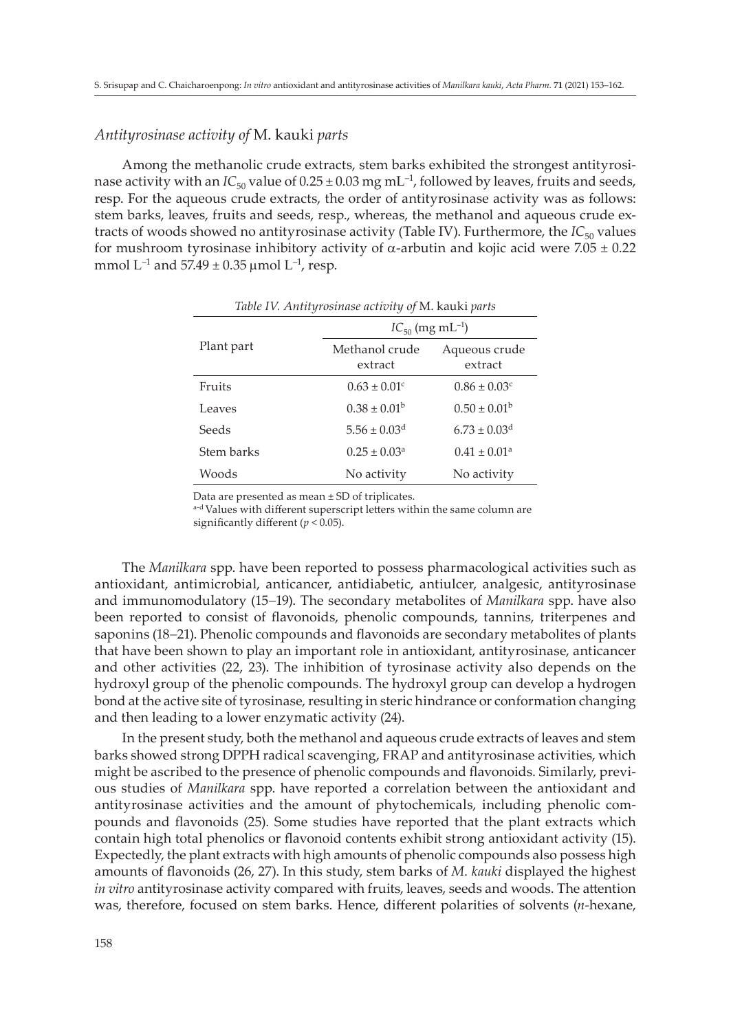### *Antityrosinase activity of* M. kauki *parts*

Among the methanolic crude extracts, stem barks exhibited the strongest antityrosinase activity with an $IC_{50}$ value of 0.25 ± 0.03 mg mL$^{-1}$, followed by leaves, fruits and seeds, resp. For the aqueous crude extracts, the order of antityrosinase activity was as follows: stem barks, leaves, fruits and seeds, resp., whereas, the methanol and aqueous crude extracts of woods showed no antityrosinase activity (Table IV). Furthermore, the $IC_{50}$ values for mushroom tyrosinase inhibitory activity of α-arbutin and kojic acid were 7.05 ± 0.22 mmol L$^{-1}$ and 57.49 ± 0.35 µmol L$^{-1}$, resp.

*Table IV. Antityrosinase activity of* M. kauki *parts*

| Plant part | $IC_{50}$ (mg mL$^{-1}$) | |
|---|---|---|
| | Methanol crude extract | Aqueous crude extract |
| Fruits | $0.63 \pm 0.01^{c}$ | $0.86 \pm 0.03^{c}$ |
| Leaves | $0.38 \pm 0.01^{b}$ | $0.50 \pm 0.01^{b}$ |
| Seeds | $5.56 \pm 0.03^{d}$ | $6.73 \pm 0.03^{d}$ |
| Stem barks | $0.25 \pm 0.03^{a}$ | $0.41 \pm 0.01^{a}$ |
| Woods | No activity | No activity |

Data are presented as mean ± SD of triplicates.
[a-d] Values with different superscript letters within the same column are significantly different ($p < 0.05$).

The *Manilkara* spp. have been reported to possess pharmacological activities such as antioxidant, antimicrobial, anticancer, antidiabetic, antiulcer, analgesic, antityrosinase and immunomodulatory (15–19). The secondary metabolites of *Manilkara* spp. have also been reported to consist of flavonoids, phenolic compounds, tannins, triterpenes and saponins (18–21). Phenolic compounds and flavonoids are secondary metabolites of plants that have been shown to play an important role in antioxidant, antityrosinase, anticancer and other activities (22, 23). The inhibition of tyrosinase activity also depends on the hydroxyl group of the phenolic compounds. The hydroxyl group can develop a hydrogen bond at the active site of tyrosinase, resulting in steric hindrance or conformation changing and then leading to a lower enzymatic activity (24).

In the present study, both the methanol and aqueous crude extracts of leaves and stem barks showed strong DPPH radical scavenging, FRAP and antityrosinase activities, which might be ascribed to the presence of phenolic compounds and flavonoids. Similarly, previous studies of *Manilkara* spp. have reported a correlation between the antioxidant and antityrosinase activities and the amount of phytochemicals, including phenolic compounds and flavonoids (25). Some studies have reported that the plant extracts which contain high total phenolics or flavonoid contents exhibit strong antioxidant activity (15). Expectedly, the plant extracts with high amounts of phenolic compounds also possess high amounts of flavonoids (26, 27). In this study, stem barks of *M. kauki* displayed the highest *in vitro* antityrosinase activity compared with fruits, leaves, seeds and woods. The attention was, therefore, focused on stem barks. Hence, different polarities of solvents (*n*-hexane,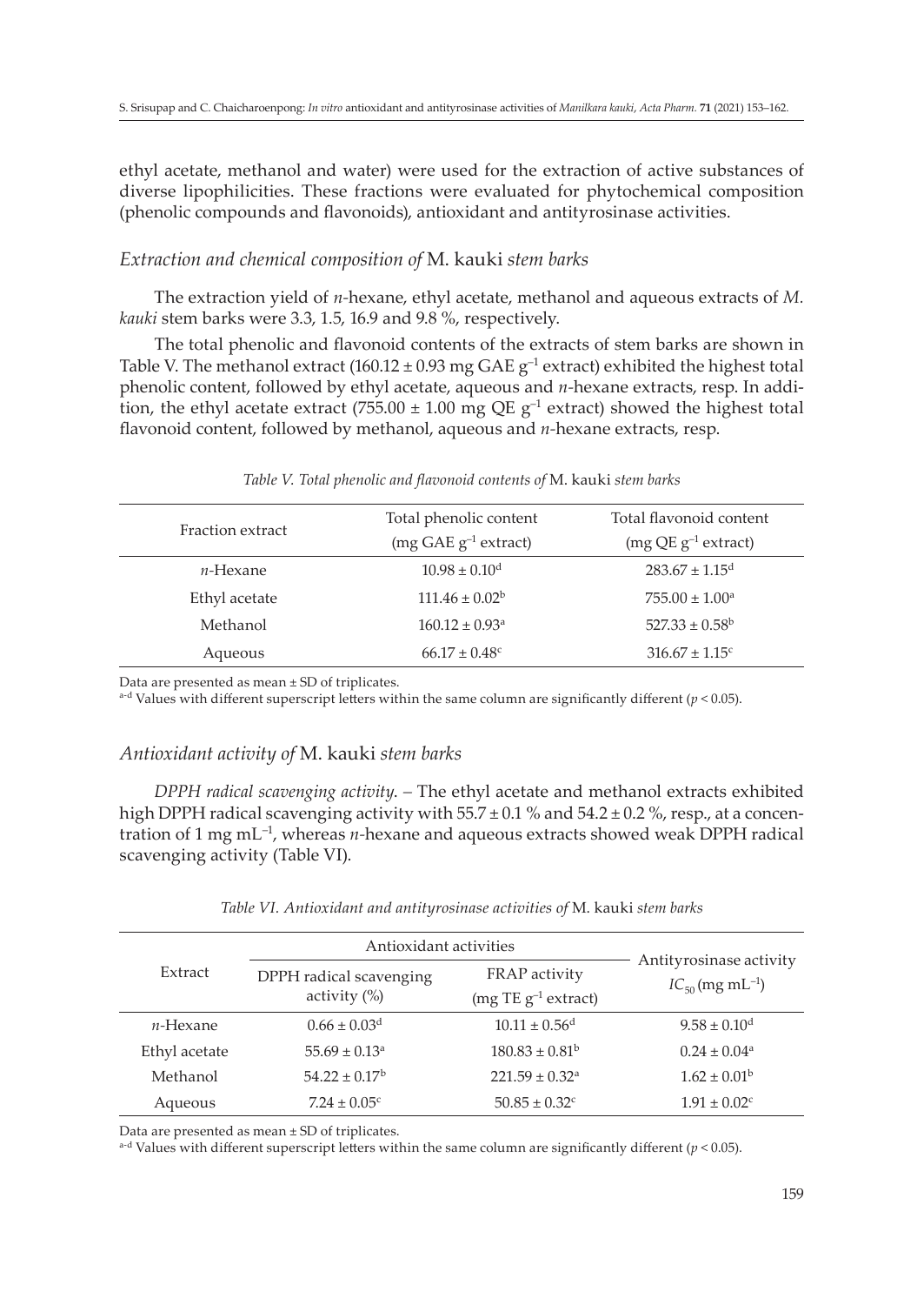ethyl acetate, methanol and water) were used for the extraction of active substances of diverse lipophilicities. These fractions were evaluated for phytochemical composition (phenolic compounds and flavonoids), antioxidant and antityrosinase activities.

### *Extraction and chemical composition of* M. kauki *stem barks*

The extraction yield of *n*-hexane, ethyl acetate, methanol and aqueous extracts of *M. kauki* stem barks were 3.3, 1.5, 16.9 and 9.8 %, respectively.

The total phenolic and flavonoid contents of the extracts of stem barks are shown in Table V. The methanol extract (160.12 ± 0.93 mg GAE $g^{-1}$ extract) exhibited the highest total phenolic content, followed by ethyl acetate, aqueous and *n*-hexane extracts, resp. In addition, the ethyl acetate extract (755.00 ± 1.00 mg QE $g^{-1}$ extract) showed the highest total flavonoid content, followed by methanol, aqueous and *n*-hexane extracts, resp.

*Table V. Total phenolic and flavonoid contents of* M. kauki *stem barks*

| Fraction extract | Total phenolic content (mg GAE $g^{-1}$ extract) | Total flavonoid content (mg QE $g^{-1}$ extract) |
|---|---|---|
| *n*-Hexane | $10.98 \pm 0.10^{d}$ | $283.67 \pm 1.15^{d}$ |
| Ethyl acetate | $111.46 \pm 0.02^{b}$ | $755.00 \pm 1.00^{a}$ |
| Methanol | $160.12 \pm 0.93^{a}$ | $527.33 \pm 0.58^{b}$ |
| Aqueous | $66.17 \pm 0.48^{c}$ | $316.67 \pm 1.15^{c}$ |

Data are presented as mean ± SD of triplicates.
[a-d] Values with different superscript letters within the same column are significantly different ($p < 0.05$).

### *Antioxidant activity of* M. kauki *stem barks*

*DPPH radical scavenging activity.* – The ethyl acetate and methanol extracts exhibited high DPPH radical scavenging activity with 55.7 ± 0.1 % and 54.2 ± 0.2 %, resp., at a concentration of 1 mg $mL^{-1}$, whereas *n*-hexane and aqueous extracts showed weak DPPH radical scavenging activity (Table VI).

*Table VI. Antioxidant and antityrosinase activities of* M. kauki *stem barks*

| Extract | Antioxidant activities | | Antityrosinase activity $IC_{50}$ (mg $mL^{-1}$) |
|---|---|---|---|
| | DPPH radical scavenging activity (%) | FRAP activity (mg TE $g^{-1}$ extract) | |
| *n*-Hexane | $0.66 \pm 0.03^{d}$ | $10.11 \pm 0.56^{d}$ | $9.58 \pm 0.10^{d}$ |
| Ethyl acetate | $55.69 \pm 0.13^{a}$ | $180.83 \pm 0.81^{b}$ | $0.24 \pm 0.04^{a}$ |
| Methanol | $54.22 \pm 0.17^{b}$ | $221.59 \pm 0.32^{a}$ | $1.62 \pm 0.01^{b}$ |
| Aqueous | $7.24 \pm 0.05^{c}$ | $50.85 \pm 0.32^{c}$ | $1.91 \pm 0.02^{c}$ |

Data are presented as mean ± SD of triplicates.
[a-d] Values with different superscript letters within the same column are significantly different ($p < 0.05$).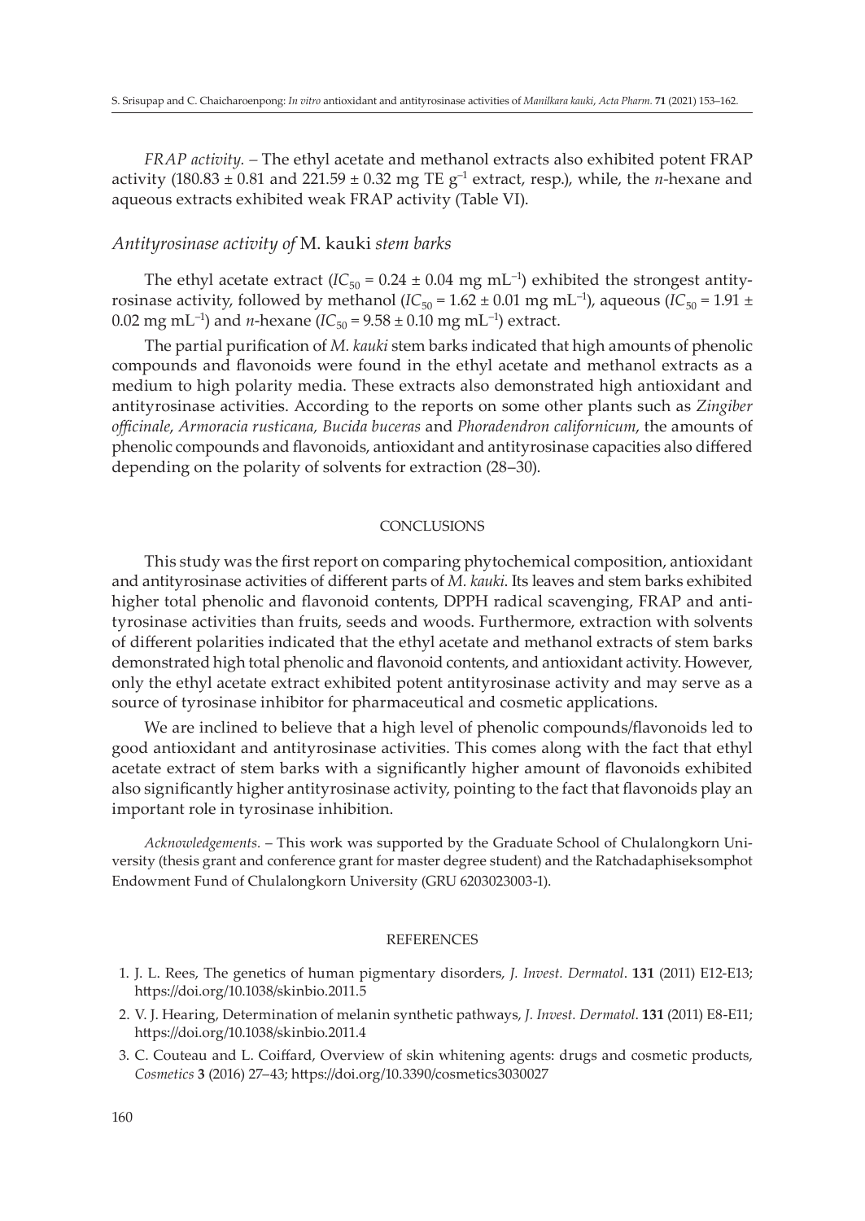*FRAP activity.* – The ethyl acetate and methanol extracts also exhibited potent FRAP activity (180.83 ± 0.81 and 221.59 ± 0.32 mg TE $g^{-1}$ extract, resp.), while, the *n*-hexane and aqueous extracts exhibited weak FRAP activity (Table VI).

### *Antityrosinase activity of* M. kauki *stem barks*

The ethyl acetate extract ($IC_{50}$ = 0.24 ± 0.04 mg $mL^{-1}$) exhibited the strongest antityrosinase activity, followed by methanol ($IC_{50}$ = 1.62 ± 0.01 mg $mL^{-1}$), aqueous ($IC_{50}$ = 1.91 ± 0.02 mg $mL^{-1}$) and *n*-hexane ($IC_{50}$ = 9.58 ± 0.10 mg $mL^{-1}$) extract.

The partial purification of *M. kauki* stem barks indicated that high amounts of phenolic compounds and flavonoids were found in the ethyl acetate and methanol extracts as a medium to high polarity media. These extracts also demonstrated high antioxidant and antityrosinase activities. According to the reports on some other plants such as *Zingiber officinale*, *Armoracia rusticana, Bucida buceras* and *Phoradendron californicum*, the amounts of phenolic compounds and flavonoids, antioxidant and antityrosinase capacities also differed depending on the polarity of solvents for extraction (28–30).

## CONCLUSIONS

This study was the first report on comparing phytochemical composition, antioxidant and antityrosinase activities of different parts of *M. kauki*. Its leaves and stem barks exhibited higher total phenolic and flavonoid contents, DPPH radical scavenging, FRAP and antityrosinase activities than fruits, seeds and woods. Furthermore, extraction with solvents of different polarities indicated that the ethyl acetate and methanol extracts of stem barks demonstrated high total phenolic and flavonoid contents, and antioxidant activity. However, only the ethyl acetate extract exhibited potent antityrosinase activity and may serve as a source of tyrosinase inhibitor for pharmaceutical and cosmetic applications.

We are inclined to believe that a high level of phenolic compounds/flavonoids led to good antioxidant and antityrosinase activities. This comes along with the fact that ethyl acetate extract of stem barks with a significantly higher amount of flavonoids exhibited also significantly higher antityrosinase activity, pointing to the fact that flavonoids play an important role in tyrosinase inhibition.

*Acknowledgements.* – This work was supported by the Graduate School of Chulalongkorn University (thesis grant and conference grant for master degree student) and the Ratchadaphiseksomphot Endowment Fund of Chulalongkorn University (GRU 6203023003-1).

## REFERENCES

1. J. L. Rees, The genetics of human pigmentary disorders, *J. Invest. Dermatol*. **131** (2011) E12-E13; https://doi.org/10.1038/skinbio.2011.5
2. V. J. Hearing, Determination of melanin synthetic pathways, *J. Invest. Dermatol*. **131** (2011) E8-E11; https://doi.org/10.1038/skinbio.2011.4
3. C. Couteau and L. Coiffard, Overview of skin whitening agents: drugs and cosmetic products, *Cosmetics* **3** (2016) 27–43; https://doi.org/10.3390/cosmetics3030027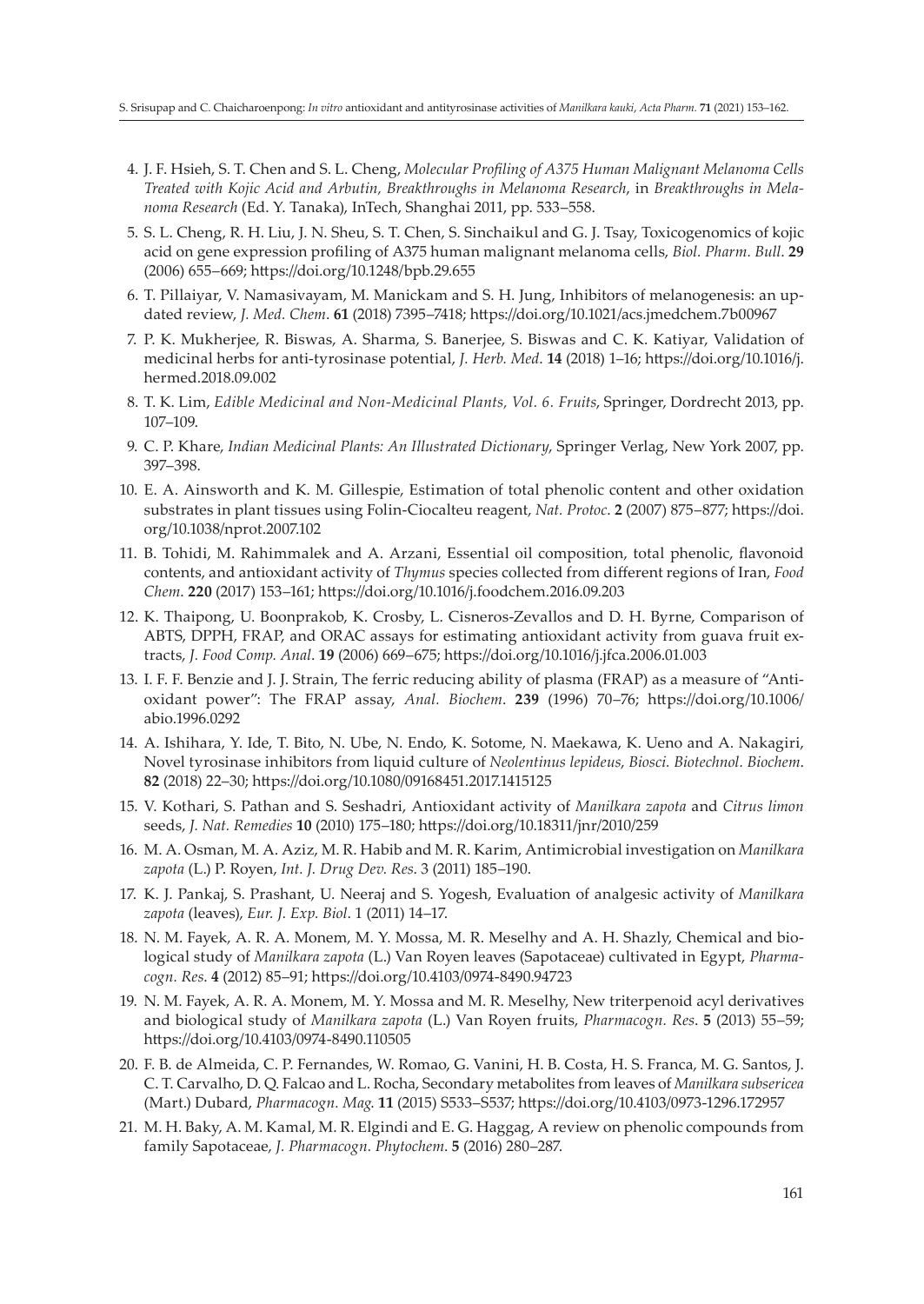4. J. F. Hsieh, S. T. Chen and S. L. Cheng, *Molecular Profiling of A375 Human Malignant Melanoma Cells Treated with Kojic Acid and Arbutin, Breakthroughs in Melanoma Research*, in *Breakthroughs in Melanoma Research* (Ed. Y. Tanaka), InTech, Shanghai 2011, pp. 533–558.
5. S. L. Cheng, R. H. Liu, J. N. Sheu, S. T. Chen, S. Sinchaikul and G. J. Tsay, Toxicogenomics of kojic acid on gene expression profiling of A375 human malignant melanoma cells, *Biol. Pharm. Bull.* **29** (2006) 655–669; https://doi.org/10.1248/bpb.29.655
6. T. Pillaiyar, V. Namasivayam, M. Manickam and S. H. Jung, Inhibitors of melanogenesis: an updated review, *J. Med. Chem.* **61** (2018) 7395–7418; https://doi.org/10.1021/acs.jmedchem.7b00967
7. P. K. Mukherjee, R. Biswas, A. Sharma, S. Banerjee, S. Biswas and C. K. Katiyar, Validation of medicinal herbs for anti-tyrosinase potential, *J. Herb. Med.* **14** (2018) 1–16; https://doi.org/10.1016/j.hermed.2018.09.002
8. T. K. Lim, *Edible Medicinal and Non-Medicinal Plants, Vol. 6. Fruits*, Springer, Dordrecht 2013, pp. 107–109.
9. C. P. Khare, *Indian Medicinal Plants: An Illustrated Dictionary*, Springer Verlag, New York 2007, pp. 397–398.
10. E. A. Ainsworth and K. M. Gillespie, Estimation of total phenolic content and other oxidation substrates in plant tissues using Folin-Ciocalteu reagent, *Nat. Protoc.* **2** (2007) 875–877; https://doi.org/10.1038/nprot.2007.102
11. B. Tohidi, M. Rahimmalek and A. Arzani, Essential oil composition, total phenolic, flavonoid contents, and antioxidant activity of *Thymus* species collected from different regions of Iran, *Food Chem.* **220** (2017) 153–161; https://doi.org/10.1016/j.foodchem.2016.09.203
12. K. Thaipong, U. Boonprakob, K. Crosby, L. Cisneros-Zevallos and D. H. Byrne, Comparison of ABTS, DPPH, FRAP, and ORAC assays for estimating antioxidant activity from guava fruit extracts, *J. Food Comp. Anal.* **19** (2006) 669–675; https://doi.org/10.1016/j.jfca.2006.01.003
13. I. F. F. Benzie and J. J. Strain, The ferric reducing ability of plasma (FRAP) as a measure of "Antioxidant power": The FRAP assay, *Anal. Biochem.* **239** (1996) 70–76; https://doi.org/10.1006/abio.1996.0292
14. A. Ishihara, Y. Ide, T. Bito, N. Ube, N. Endo, K. Sotome, N. Maekawa, K. Ueno and A. Nakagiri, Novel tyrosinase inhibitors from liquid culture of *Neolentinus lepideus*, *Biosci. Biotechnol. Biochem.* **82** (2018) 22–30; https://doi.org/10.1080/09168451.2017.1415125
15. V. Kothari, S. Pathan and S. Seshadri, Antioxidant activity of *Manilkara zapota* and *Citrus limon* seeds, *J. Nat. Remedies* **10** (2010) 175–180; https://doi.org/10.18311/jnr/2010/259
16. M. A. Osman, M. A. Aziz, M. R. Habib and M. R. Karim, Antimicrobial investigation on *Manilkara zapota* (L.) P. Royen, *Int. J. Drug Dev. Res.* 3 (2011) 185–190.
17. K. J. Pankaj, S. Prashant, U. Neeraj and S. Yogesh, Evaluation of analgesic activity of *Manilkara zapota* (leaves), *Eur. J. Exp. Biol.* 1 (2011) 14–17.
18. N. M. Fayek, A. R. A. Monem, M. Y. Mossa, M. R. Meselhy and A. H. Shazly, Chemical and biological study of *Manilkara zapota* (L.) Van Royen leaves (Sapotaceae) cultivated in Egypt, *Pharmacogn. Res.* **4** (2012) 85–91; https://doi.org/10.4103/0974-8490.94723
19. N. M. Fayek, A. R. A. Monem, M. Y. Mossa and M. R. Meselhy, New triterpenoid acyl derivatives and biological study of *Manilkara zapota* (L.) Van Royen fruits, *Pharmacogn. Res.* **5** (2013) 55–59; https://doi.org/10.4103/0974-8490.110505
20. F. B. de Almeida, C. P. Fernandes, W. Romao, G. Vanini, H. B. Costa, H. S. Franca, M. G. Santos, J. C. T. Carvalho, D. Q. Falcao and L. Rocha, Secondary metabolites from leaves of *Manilkara subsericea* (Mart.) Dubard, *Pharmacogn. Mag.* **11** (2015) S533–S537; https://doi.org/10.4103/0973-1296.172957
21. M. H. Baky, A. M. Kamal, M. R. Elgindi and E. G. Haggag, A review on phenolic compounds from family Sapotaceae, *J. Pharmacogn. Phytochem.* **5** (2016) 280–287.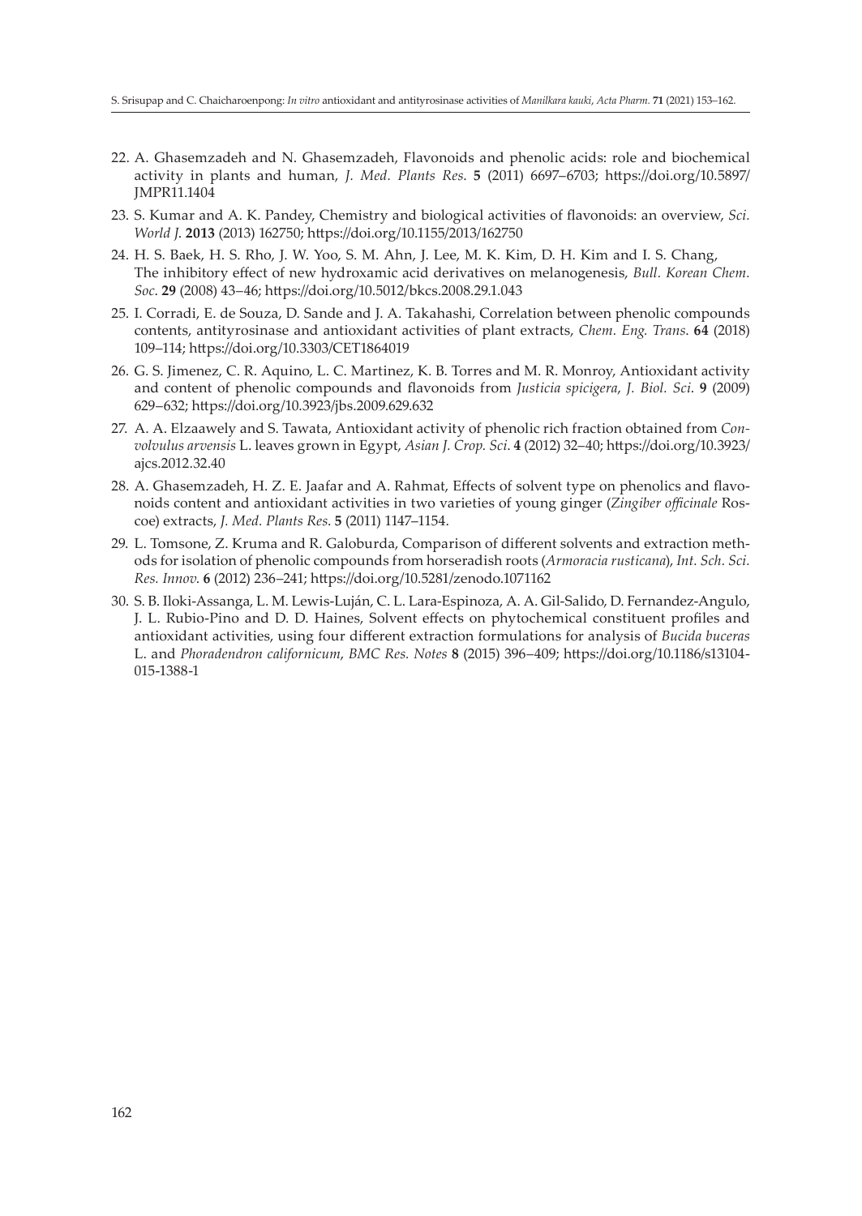22. A. Ghasemzadeh and N. Ghasemzadeh, Flavonoids and phenolic acids: role and biochemical activity in plants and human, *J. Med. Plants Res.* **5** (2011) 6697–6703; https://doi.org/10.5897/JMPR11.1404

23. S. Kumar and A. K. Pandey, Chemistry and biological activities of flavonoids: an overview, *Sci. World J.* **2013** (2013) 162750; https://doi.org/10.1155/2013/162750

24. H. S. Baek, H. S. Rho, J. W. Yoo, S. M. Ahn, J. Lee, M. K. Kim, D. H. Kim and I. S. Chang, The inhibitory effect of new hydroxamic acid derivatives on melanogenesis, *Bull. Korean Chem. Soc.* **29** (2008) 43–46; https://doi.org/10.5012/bkcs.2008.29.1.043

25. I. Corradi, E. de Souza, D. Sande and J. A. Takahashi, Correlation between phenolic compounds contents, antityrosinase and antioxidant activities of plant extracts, *Chem. Eng. Trans.* **64** (2018) 109–114; https://doi.org/10.3303/CET1864019

26. G. S. Jimenez, C. R. Aquino, L. C. Martinez, K. B. Torres and M. R. Monroy, Antioxidant activity and content of phenolic compounds and flavonoids from *Justicia spicigera*, *J. Biol. Sci.* **9** (2009) 629–632; https://doi.org/10.3923/jbs.2009.629.632

27. A. A. Elzaawely and S. Tawata, Antioxidant activity of phenolic rich fraction obtained from *Convolvulus arvensis* L. leaves grown in Egypt, *Asian J. Crop. Sci.* **4** (2012) 32–40; https://doi.org/10.3923/ajcs.2012.32.40

28. A. Ghasemzadeh, H. Z. E. Jaafar and A. Rahmat, Effects of solvent type on phenolics and flavonoids content and antioxidant activities in two varieties of young ginger (*Zingiber officinale* Roscoe) extracts, *J. Med. Plants Res.* **5** (2011) 1147–1154.

29. L. Tomsone, Z. Kruma and R. Galoburda, Comparison of different solvents and extraction methods for isolation of phenolic compounds from horseradish roots (*Armoracia rusticana*), *Int. Sch. Sci. Res. Innov.* **6** (2012) 236–241; https://doi.org/10.5281/zenodo.1071162

30. S. B. Iloki-Assanga, L. M. Lewis-Luján, C. L. Lara-Espinoza, A. A. Gil-Salido, D. Fernandez-Angulo, J. L. Rubio-Pino and D. D. Haines, Solvent effects on phytochemical constituent profiles and antioxidant activities, using four different extraction formulations for analysis of *Bucida buceras* L. and *Phoradendron californicum*, *BMC Res. Notes* **8** (2015) 396–409; https://doi.org/10.1186/s13104-015-1388-1